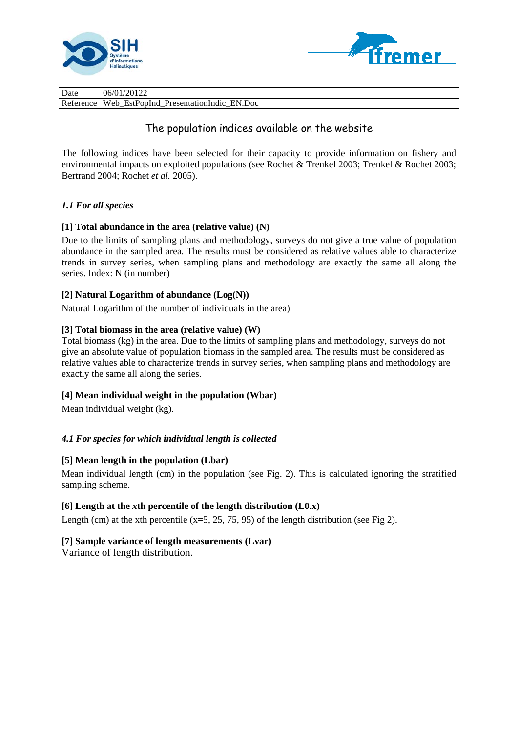| Date | 06/01/20122 |
| --- | --- |
| Reference | Web_EstPopInd_PresentationIndic_EN.Doc |

# The population indices available on the website

The following indices have been selected for their capacity to provide information on fishery and environmental impacts on exploited populations (see Rochet & Trenkel 2003; Trenkel & Rochet 2003; Bertrand 2004; Rochet *et al.* 2005).

### *1.1 For all species*

**[1] Total abundance in the area (relative value) (N)**

Due to the limits of sampling plans and methodology, surveys do not give a true value of population abundance in the sampled area. The results must be considered as relative values able to characterize trends in survey series, when sampling plans and methodology are exactly the same all along the series. Index: N (in number)

**[2] Natural Logarithm of abundance (Log(N))**

Natural Logarithm of the number of individuals in the area)

**[3] Total biomass in the area (relative value) (W)**

Total biomass (kg) in the area. Due to the limits of sampling plans and methodology, surveys do not give an absolute value of population biomass in the sampled area. The results must be considered as relative values able to characterize trends in survey series, when sampling plans and methodology are exactly the same all along the series.

**[4] Mean individual weight in the population (Wbar)**

Mean individual weight (kg).

### *4.1 For species for which individual length is collected*

**[5] Mean length in the population (Lbar)**

Mean individual length (cm) in the population (see Fig. 2). This is calculated ignoring the stratified sampling scheme.

**[6] Length at the *x*th percentile of the length distribution (L0.x)**

Length (cm) at the xth percentile (x=5, 25, 75, 95) of the length distribution (see Fig 2).

**[7] Sample variance of length measurements (Lvar)**

Variance of length distribution.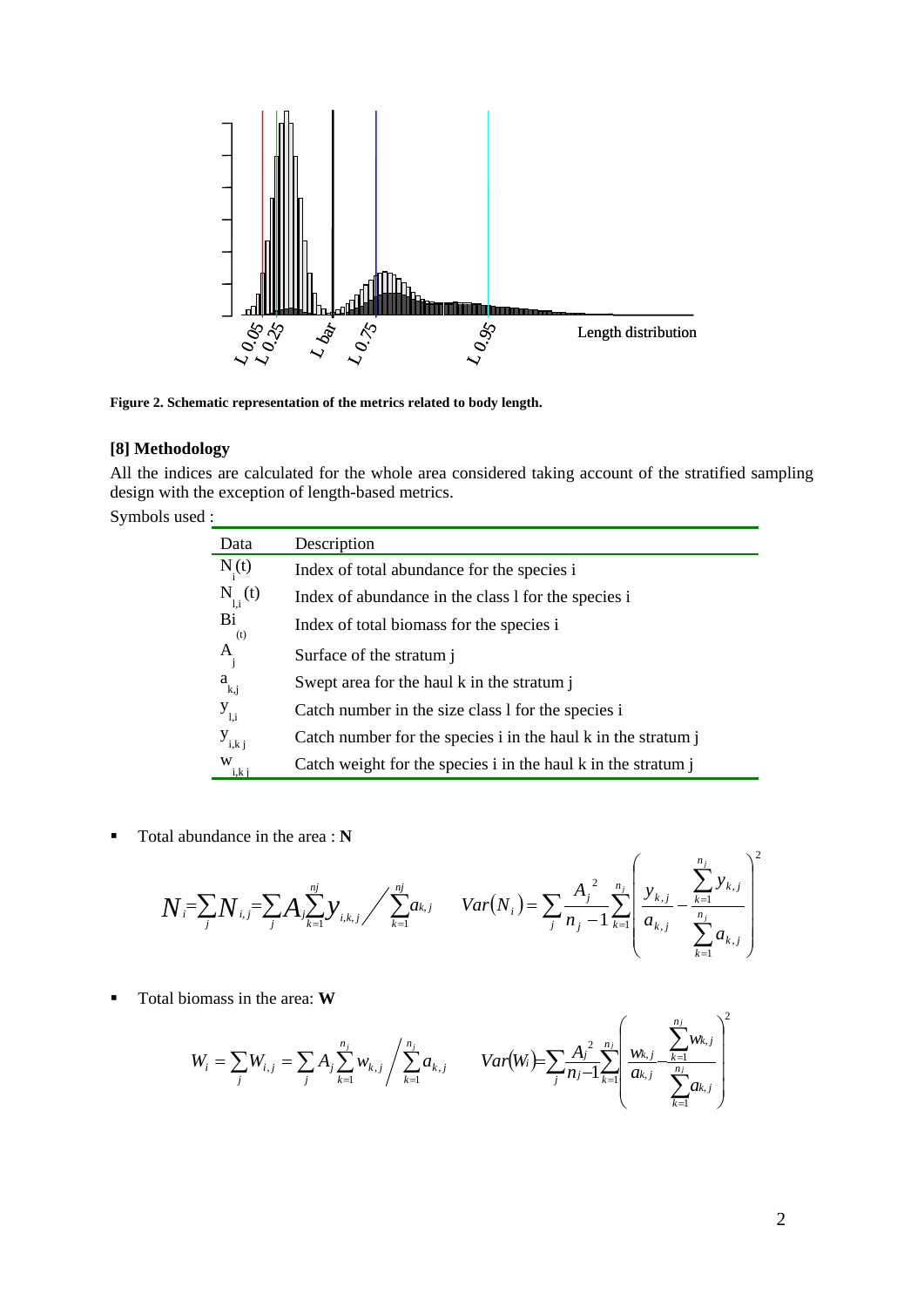Figure 2. Schematic representation of the metrics related to body length.

### [8] Methodology

All the indices are calculated for the whole area considered taking account of the stratified sampling design with the exception of length-based metrics.

Symbols used :

| Data | Description |
|---|---|
| $N_i(t)$ | Index of total abundance for the species i |
| $N_{l,i}(t)$ | Index of abundance in the class l for the species i |
| $Bi_{(t)}$ | Index of total biomass for the species i |
| $A_j$ | Surface of the stratum j |
| $a_{k,j}$ | Swept area for the haul k in the stratum j |
| $y_{l,i}$ | Catch number in the size class l for the species i |
| $y_{i,k\,j}$ | Catch number for the species i in the haul k in the stratum j |
| $w_{i,k\,j}$ | Catch weight for the species i in the haul k in the stratum j |

- Total abundance in the area : **N**

$$N_i = \sum_j N_{i,j} = \sum_j A_j \sum_{k=1}^{nj} y_{i,k,j} \Big/ \sum_{k=1}^{nj} a_{k,j} \qquad Var(N_i) = \sum_j \frac{A_j^{\,2}}{n_j - 1} \sum_{k=1}^{n_j} \left( \frac{y_{k,j}}{a_{k,j}} - \frac{\sum_{k=1}^{n_j} y_{k,j}}{\sum_{k=1}^{n_j} a_{k,j}} \right)^2$$

- Total biomass in the area: **W**

$$W_i = \sum_j W_{i,j} = \sum_j A_j \sum_{k=1}^{n_j} w_{k,j} \Big/ \sum_{k=1}^{n_j} a_{k,j} \qquad Var(W_i) = \sum_j \frac{A_j^{\,2}}{n_j - 1} \sum_{k=1}^{n_j} \left( \frac{w_{k,j}}{a_{k,j}} - \frac{\sum_{k=1}^{n_j} w_{k,j}}{\sum_{k=1}^{n_j} a_{k,j}} \right)^2$$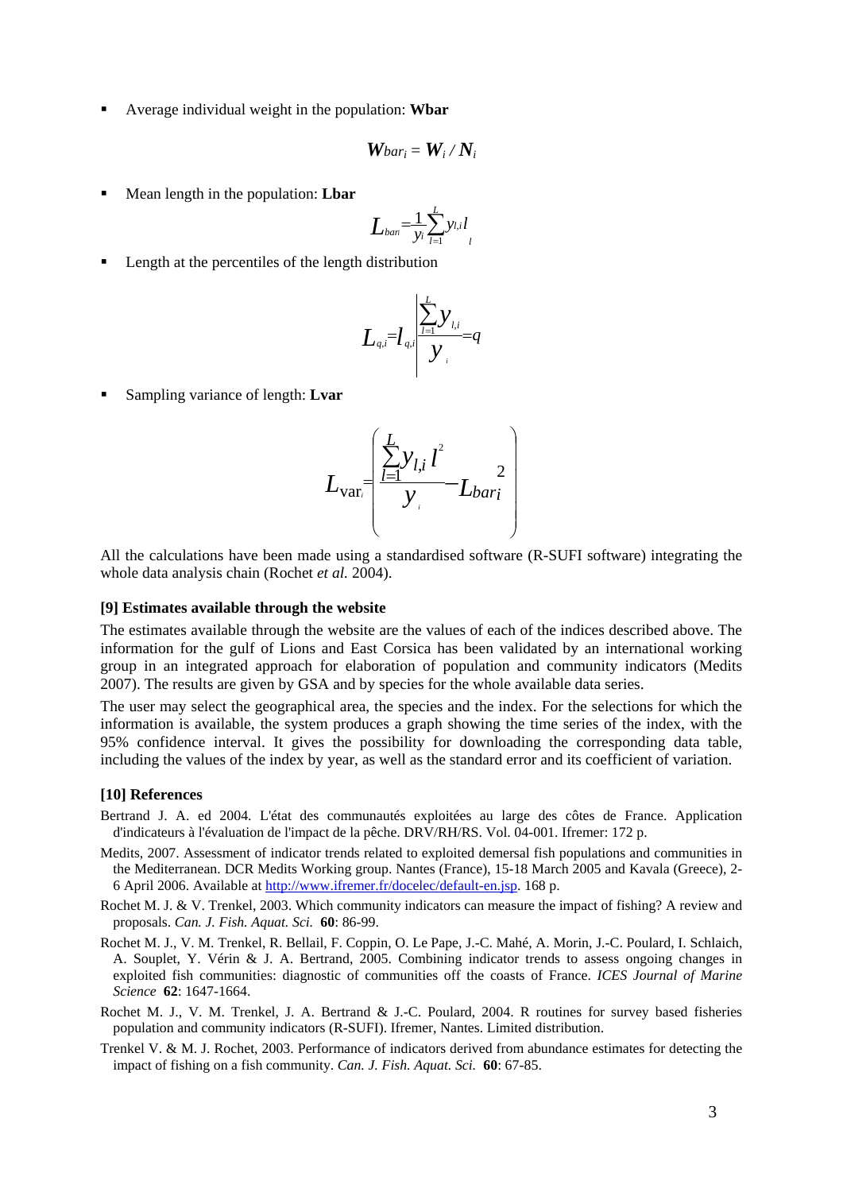- Average individual weight in the population: **Wbar**

$$Wbar_i = W_i / N_i$$

- Mean length in the population: **Lbar**

$$L_{bari} = \frac{1}{y_i} \sum_{l=1}^{L} y_{l,i} l$$

- Length at the percentiles of the length distribution

$$L_{q,i} = l_{q,i} \left| \frac{\sum_{l=1}^{L} y_{l,i}}{y_i} = q \right.$$

- Sampling variance of length: **Lvar**

$$L_{\mathrm{var}_i} = \left( \frac{\sum_{l=1}^{L} y_{l,i} \, l^2}{y_i} - L_{bar_i}^2 \right)$$

All the calculations have been made using a standardised software (R-SUFI software) integrating the whole data analysis chain (Rochet *et al.* 2004).

### [9] Estimates available through the website

The estimates available through the website are the values of each of the indices described above. The information for the gulf of Lions and East Corsica has been validated by an international working group in an integrated approach for elaboration of population and community indicators (Medits 2007). The results are given by GSA and by species for the whole available data series.

The user may select the geographical area, the species and the index. For the selections for which the information is available, the system produces a graph showing the time series of the index, with the 95% confidence interval. It gives the possibility for downloading the corresponding data table, including the values of the index by year, as well as the standard error and its coefficient of variation.

### [10] References

Bertrand J. A. ed 2004. L'état des communautés exploitées au large des côtes de France. Application d'indicateurs à l'évaluation de l'impact de la pêche. DRV/RH/RS. Vol. 04-001. Ifremer: 172 p.

Medits, 2007. Assessment of indicator trends related to exploited demersal fish populations and communities in the Mediterranean. DCR Medits Working group. Nantes (France), 15-18 March 2005 and Kavala (Greece), 2-6 April 2006. Available at http://www.ifremer.fr/docelec/default-en.jsp. 168 p.

Rochet M. J. & V. Trenkel, 2003. Which community indicators can measure the impact of fishing? A review and proposals. *Can. J. Fish. Aquat. Sci.* **60**: 86-99.

Rochet M. J., V. M. Trenkel, R. Bellail, F. Coppin, O. Le Pape, J.-C. Mahé, A. Morin, J.-C. Poulard, I. Schlaich, A. Souplet, Y. Vérin & J. A. Bertrand, 2005. Combining indicator trends to assess ongoing changes in exploited fish communities: diagnostic of communities off the coasts of France. *ICES Journal of Marine Science* **62**: 1647-1664.

Rochet M. J., V. M. Trenkel, J. A. Bertrand & J.-C. Poulard, 2004. R routines for survey based fisheries population and community indicators (R-SUFI). Ifremer, Nantes. Limited distribution.

Trenkel V. & M. J. Rochet, 2003. Performance of indicators derived from abundance estimates for detecting the impact of fishing on a fish community. *Can. J. Fish. Aquat. Sci.* **60**: 67-85.